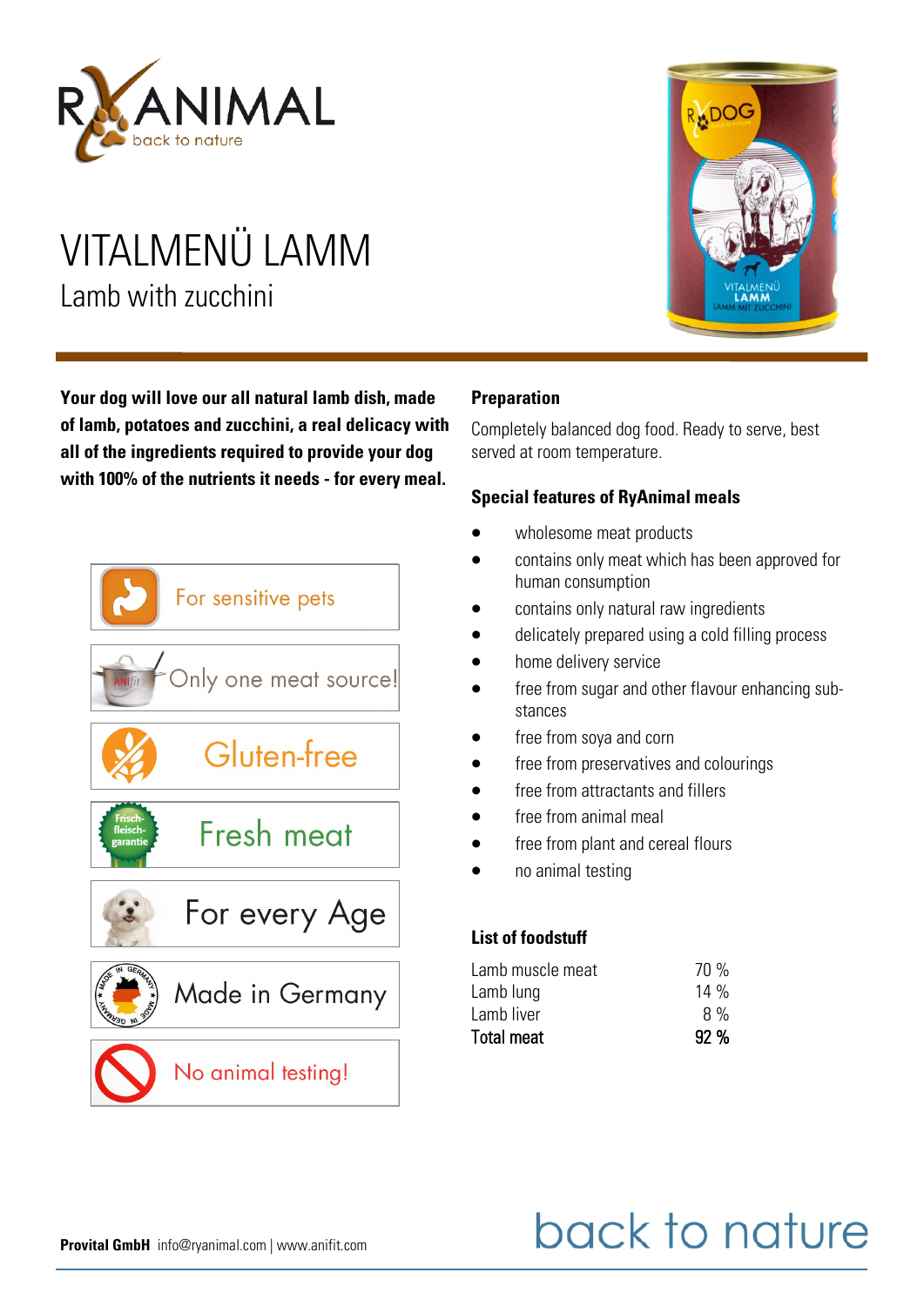# VITALMENÜ LAMM

## Lamb with zucchini

**Your dog will love our all natural lamb dish, made of lamb, potatoes and zucchini, a real delicacy with all of the ingredients required to provide your dog with 100% of the nutrients it needs - for every meal.**

- For sensitive pets
- Only one meat source!
- Gluten-free
- Fresh meat
- For every Age
- Made in Germany
- No animal testing!

### Preparation

Completely balanced dog food. Ready to serve, best served at room temperature.

### Special features of RyAnimal meals

- wholesome meat products
- contains only meat which has been approved for human consumption
- contains only natural raw ingredients
- delicately prepared using a cold filling process
- home delivery service
- free from sugar and other flavour enhancing substances
- free from soya and corn
- free from preservatives and colourings
- free from attractants and fillers
- free from animal meal
- free from plant and cereal flours
- no animal testing

### List of foodstuff

| | |
|---|---|
| Lamb muscle meat | 70 % |
| Lamb lung | 14 % |
| Lamb liver | 8 % |
| **Total meat** | **92 %** |

**Provital GmbH** info@ryanimal.com | www.anifit.com

back to nature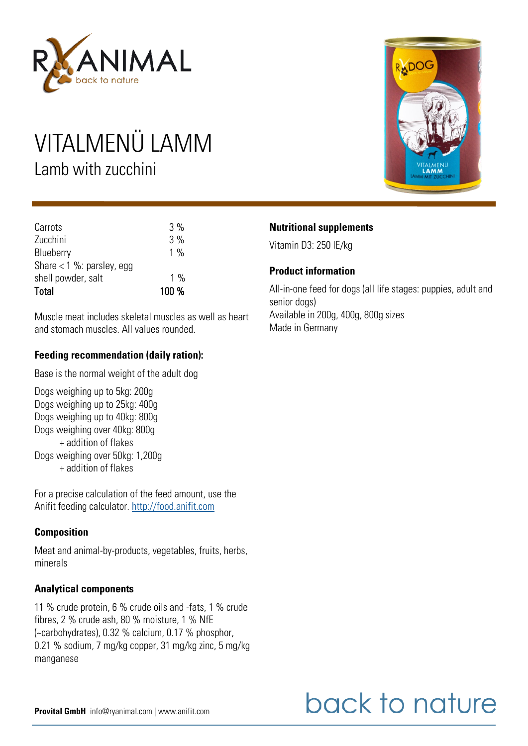# VITALMENÜ LAMM

## Lamb with zucchini

| | |
|---|---|
| Carrots | 3 % |
| Zucchini | 3 % |
| Blueberry | 1 % |
| Share < 1 %: parsley, egg shell powder, salt | 1 % |
| **Total** | **100 %** |

Muscle meat includes skeletal muscles as well as heart and stomach muscles. All values rounded.

### Feeding recommendation (daily ration):

Base is the normal weight of the adult dog

Dogs weighing up to 5kg: 200g
Dogs weighing up to 25kg: 400g
Dogs weighing up to 40kg: 800g
Dogs weighing over 40kg: 800g
+ addition of flakes
Dogs weighing over 50kg: 1,200g
+ addition of flakes

For a precise calculation of the feed amount, use the Anifit feeding calculator. http://food.anifit.com

### Composition

Meat and animal-by-products, vegetables, fruits, herbs, minerals

### Analytical components

11 % crude protein, 6 % crude oils and -fats, 1 % crude fibres, 2 % crude ash, 80 % moisture, 1 % NfE (~carbohydrates), 0.32 % calcium, 0.17 % phosphor, 0.21 % sodium, 7 mg/kg copper, 31 mg/kg zinc, 5 mg/kg manganese

### Nutritional supplements

Vitamin D3: 250 IE/kg

### Product information

All-in-one feed for dogs (all life stages: puppies, adult and senior dogs)
Available in 200g, 400g, 800g sizes
Made in Germany

**Provital GmbH** info@ryanimal.com | www.anifit.com

back to nature